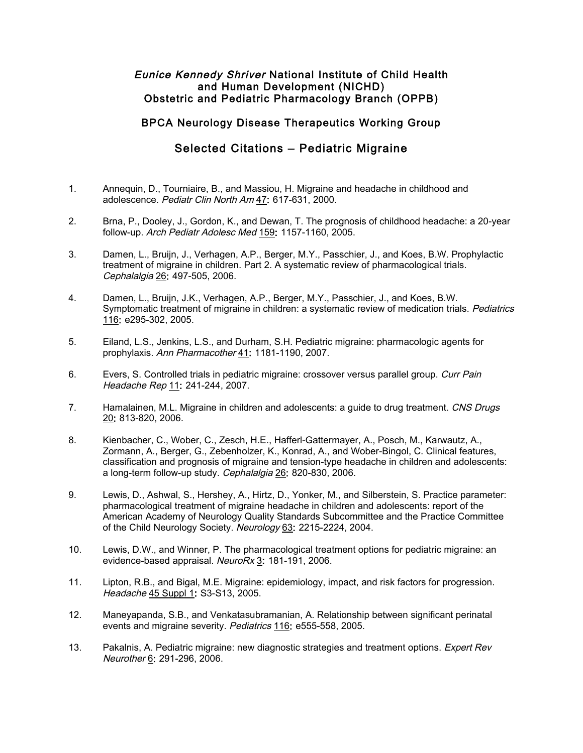# *Eunice Kennedy Shriver* National Institute of Child Health and Human Development (NICHD)
# Obstetric and Pediatric Pharmacology Branch (OPPB)

## BPCA Neurology Disease Therapeutics Working Group

## Selected Citations – Pediatric Migraine

1. Annequin, D., Tourniaire, B., and Massiou, H. Migraine and headache in childhood and adolescence. *Pediatr Clin North Am* 47**:** 617-631, 2000.

2. Brna, P., Dooley, J., Gordon, K., and Dewan, T. The prognosis of childhood headache: a 20-year follow-up. *Arch Pediatr Adolesc Med* 159**:** 1157-1160, 2005.

3. Damen, L., Bruijn, J., Verhagen, A.P., Berger, M.Y., Passchier, J., and Koes, B.W. Prophylactic treatment of migraine in children. Part 2. A systematic review of pharmacological trials. *Cephalalgia* 26**:** 497-505, 2006.

4. Damen, L., Bruijn, J.K., Verhagen, A.P., Berger, M.Y., Passchier, J., and Koes, B.W. Symptomatic treatment of migraine in children: a systematic review of medication trials. *Pediatrics* 116**:** e295-302, 2005.

5. Eiland, L.S., Jenkins, L.S., and Durham, S.H. Pediatric migraine: pharmacologic agents for prophylaxis. *Ann Pharmacother* 41**:** 1181-1190, 2007.

6. Evers, S. Controlled trials in pediatric migraine: crossover versus parallel group. *Curr Pain Headache Rep* 11**:** 241-244, 2007.

7. Hamalainen, M.L. Migraine in children and adolescents: a guide to drug treatment. *CNS Drugs* 20**:** 813-820, 2006.

8. Kienbacher, C., Wober, C., Zesch, H.E., Hafferl-Gattermayer, A., Posch, M., Karwautz, A., Zormann, A., Berger, G., Zebenholzer, K., Konrad, A., and Wober-Bingol, C. Clinical features, classification and prognosis of migraine and tension-type headache in children and adolescents: a long-term follow-up study. *Cephalalgia* 26**:** 820-830, 2006.

9. Lewis, D., Ashwal, S., Hershey, A., Hirtz, D., Yonker, M., and Silberstein, S. Practice parameter: pharmacological treatment of migraine headache in children and adolescents: report of the American Academy of Neurology Quality Standards Subcommittee and the Practice Committee of the Child Neurology Society. *Neurology* 63**:** 2215-2224, 2004.

10. Lewis, D.W., and Winner, P. The pharmacological treatment options for pediatric migraine: an evidence-based appraisal. *NeuroRx* 3**:** 181-191, 2006.

11. Lipton, R.B., and Bigal, M.E. Migraine: epidemiology, impact, and risk factors for progression. *Headache* 45 Suppl 1**:** S3-S13, 2005.

12. Maneyapanda, S.B., and Venkatasubramanian, A. Relationship between significant perinatal events and migraine severity. *Pediatrics* 116**:** e555-558, 2005.

13. Pakalnis, A. Pediatric migraine: new diagnostic strategies and treatment options. *Expert Rev Neurother* 6**:** 291-296, 2006.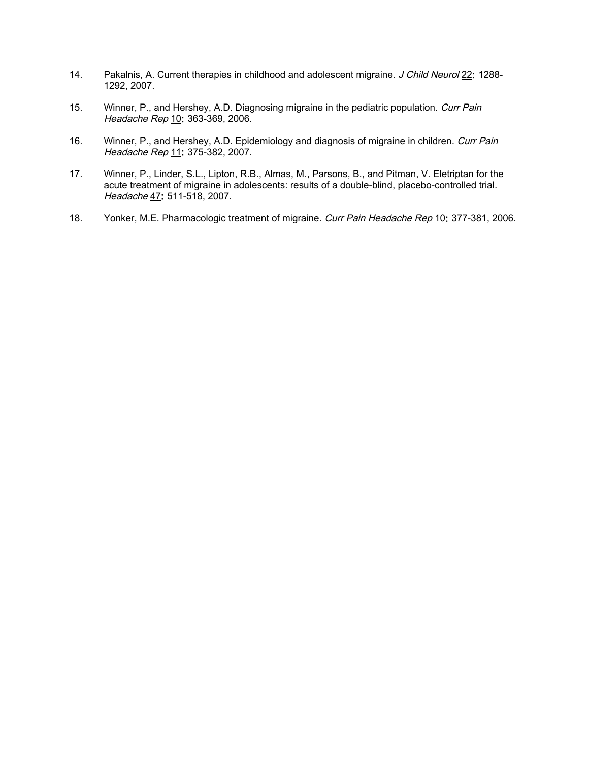14. Pakalnis, A. Current therapies in childhood and adolescent migraine. *J Child Neurol* 22**:** 1288-1292, 2007.

15. Winner, P., and Hershey, A.D. Diagnosing migraine in the pediatric population. *Curr Pain Headache Rep* 10**:** 363-369, 2006.

16. Winner, P., and Hershey, A.D. Epidemiology and diagnosis of migraine in children. *Curr Pain Headache Rep* 11**:** 375-382, 2007.

17. Winner, P., Linder, S.L., Lipton, R.B., Almas, M., Parsons, B., and Pitman, V. Eletriptan for the acute treatment of migraine in adolescents: results of a double-blind, placebo-controlled trial. *Headache* 47**:** 511-518, 2007.

18. Yonker, M.E. Pharmacologic treatment of migraine. *Curr Pain Headache Rep* 10**:** 377-381, 2006.